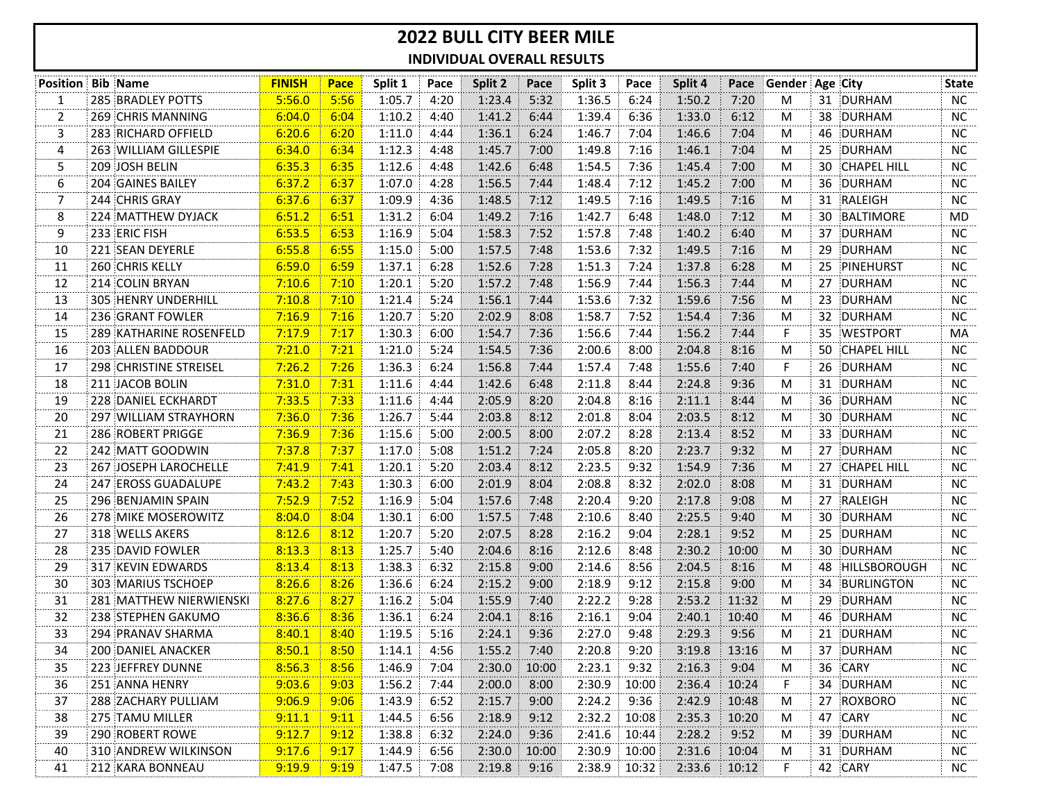# 2022 BULL CITY BEER MILE

## INDIVIDUAL OVERALL RESULTS

| Position | Bib | Name | FINISH | Pace | Split 1 | Pace | Split 2 | Pace | Split 3 | Pace | Split 4 | Pace | Gender | Age | City | State |
|---|---|---|---|---|---|---|---|---|---|---|---|---|---|---|---|---|
| 1 | 285 | BRADLEY POTTS | 5:56.0 | 5:56 | 1:05.7 | 4:20 | 1:23.4 | 5:32 | 1:36.5 | 6:24 | 1:50.2 | 7:20 | M | 31 | DURHAM | NC |
| 2 | 269 | CHRIS MANNING | 6:04.0 | 6:04 | 1:10.2 | 4:40 | 1:41.2 | 6:44 | 1:39.4 | 6:36 | 1:33.0 | 6:12 | M | 38 | DURHAM | NC |
| 3 | 283 | RICHARD OFFIELD | 6:20.6 | 6:20 | 1:11.0 | 4:44 | 1:36.1 | 6:24 | 1:46.7 | 7:04 | 1:46.6 | 7:04 | M | 46 | DURHAM | NC |
| 4 | 263 | WILLIAM GILLESPIE | 6:34.0 | 6:34 | 1:12.3 | 4:48 | 1:45.7 | 7:00 | 1:49.8 | 7:16 | 1:46.1 | 7:04 | M | 25 | DURHAM | NC |
| 5 | 209 | JOSH BELIN | 6:35.3 | 6:35 | 1:12.6 | 4:48 | 1:42.6 | 6:48 | 1:54.5 | 7:36 | 1:45.4 | 7:00 | M | 30 | CHAPEL HILL | NC |
| 6 | 204 | GAINES BAILEY | 6:37.2 | 6:37 | 1:07.0 | 4:28 | 1:56.5 | 7:44 | 1:48.4 | 7:12 | 1:45.2 | 7:00 | M | 36 | DURHAM | NC |
| 7 | 244 | CHRIS GRAY | 6:37.6 | 6:37 | 1:09.9 | 4:36 | 1:48.5 | 7:12 | 1:49.5 | 7:16 | 1:49.5 | 7:16 | M | 31 | RALEIGH | NC |
| 8 | 224 | MATTHEW DYJACK | 6:51.2 | 6:51 | 1:31.2 | 6:04 | 1:49.2 | 7:16 | 1:42.7 | 6:48 | 1:48.0 | 7:12 | M | 30 | BALTIMORE | MD |
| 9 | 233 | ERIC FISH | 6:53.5 | 6:53 | 1:16.9 | 5:04 | 1:58.3 | 7:52 | 1:57.8 | 7:48 | 1:40.2 | 6:40 | M | 37 | DURHAM | NC |
| 10 | 221 | SEAN DEYERLE | 6:55.8 | 6:55 | 1:15.0 | 5:00 | 1:57.5 | 7:48 | 1:53.6 | 7:32 | 1:49.5 | 7:16 | M | 29 | DURHAM | NC |
| 11 | 260 | CHRIS KELLY | 6:59.0 | 6:59 | 1:37.1 | 6:28 | 1:52.6 | 7:28 | 1:51.3 | 7:24 | 1:37.8 | 6:28 | M | 25 | PINEHURST | NC |
| 12 | 214 | COLIN BRYAN | 7:10.6 | 7:10 | 1:20.1 | 5:20 | 1:57.2 | 7:48 | 1:56.9 | 7:44 | 1:56.3 | 7:44 | M | 27 | DURHAM | NC |
| 13 | 305 | HENRY UNDERHILL | 7:10.8 | 7:10 | 1:21.4 | 5:24 | 1:56.1 | 7:44 | 1:53.6 | 7:32 | 1:59.6 | 7:56 | M | 23 | DURHAM | NC |
| 14 | 236 | GRANT FOWLER | 7:16.9 | 7:16 | 1:20.7 | 5:20 | 2:02.9 | 8:08 | 1:58.7 | 7:52 | 1:54.4 | 7:36 | M | 32 | DURHAM | NC |
| 15 | 289 | KATHARINE ROSENFELD | 7:17.9 | 7:17 | 1:30.3 | 6:00 | 1:54.7 | 7:36 | 1:56.6 | 7:44 | 1:56.2 | 7:44 | F | 35 | WESTPORT | MA |
| 16 | 203 | ALLEN BADDOUR | 7:21.0 | 7:21 | 1:21.0 | 5:24 | 1:54.5 | 7:36 | 2:00.6 | 8:00 | 2:04.8 | 8:16 | M | 50 | CHAPEL HILL | NC |
| 17 | 298 | CHRISTINE STREISEL | 7:26.2 | 7:26 | 1:36.3 | 6:24 | 1:56.8 | 7:44 | 1:57.4 | 7:48 | 1:55.6 | 7:40 | F | 26 | DURHAM | NC |
| 18 | 211 | JACOB BOLIN | 7:31.0 | 7:31 | 1:11.6 | 4:44 | 1:42.6 | 6:48 | 2:11.8 | 8:44 | 2:24.8 | 9:36 | M | 31 | DURHAM | NC |
| 19 | 228 | DANIEL ECKHARDT | 7:33.5 | 7:33 | 1:11.6 | 4:44 | 2:05.9 | 8:20 | 2:04.8 | 8:16 | 2:11.1 | 8:44 | M | 36 | DURHAM | NC |
| 20 | 297 | WILLIAM STRAYHORN | 7:36.0 | 7:36 | 1:26.7 | 5:44 | 2:03.8 | 8:12 | 2:01.8 | 8:04 | 2:03.5 | 8:12 | M | 30 | DURHAM | NC |
| 21 | 286 | ROBERT PRIGGE | 7:36.9 | 7:36 | 1:15.6 | 5:00 | 2:00.5 | 8:00 | 2:07.2 | 8:28 | 2:13.4 | 8:52 | M | 33 | DURHAM | NC |
| 22 | 242 | MATT GOODWIN | 7:37.8 | 7:37 | 1:17.0 | 5:08 | 1:51.2 | 7:24 | 2:05.8 | 8:20 | 2:23.7 | 9:32 | M | 27 | DURHAM | NC |
| 23 | 267 | JOSEPH LAROCHELLE | 7:41.9 | 7:41 | 1:20.1 | 5:20 | 2:03.4 | 8:12 | 2:23.5 | 9:32 | 1:54.9 | 7:36 | M | 27 | CHAPEL HILL | NC |
| 24 | 247 | EROSS GUADALUPE | 7:43.2 | 7:43 | 1:30.3 | 6:00 | 2:01.9 | 8:04 | 2:08.8 | 8:32 | 2:02.0 | 8:08 | M | 31 | DURHAM | NC |
| 25 | 296 | BENJAMIN SPAIN | 7:52.9 | 7:52 | 1:16.9 | 5:04 | 1:57.6 | 7:48 | 2:20.4 | 9:20 | 2:17.8 | 9:08 | M | 27 | RALEIGH | NC |
| 26 | 278 | MIKE MOSEROWITZ | 8:04.0 | 8:04 | 1:30.1 | 6:00 | 1:57.5 | 7:48 | 2:10.6 | 8:40 | 2:25.5 | 9:40 | M | 30 | DURHAM | NC |
| 27 | 318 | WELLS AKERS | 8:12.6 | 8:12 | 1:20.7 | 5:20 | 2:07.5 | 8:28 | 2:16.2 | 9:04 | 2:28.1 | 9:52 | M | 25 | DURHAM | NC |
| 28 | 235 | DAVID FOWLER | 8:13.3 | 8:13 | 1:25.7 | 5:40 | 2:04.6 | 8:16 | 2:12.6 | 8:48 | 2:30.2 | 10:00 | M | 30 | DURHAM | NC |
| 29 | 317 | KEVIN EDWARDS | 8:13.4 | 8:13 | 1:38.3 | 6:32 | 2:15.8 | 9:00 | 2:14.6 | 8:56 | 2:04.5 | 8:16 | M | 48 | HILLSBOROUGH | NC |
| 30 | 303 | MARIUS TSCHOEP | 8:26.6 | 8:26 | 1:36.6 | 6:24 | 2:15.2 | 9:00 | 2:18.9 | 9:12 | 2:15.8 | 9:00 | M | 34 | BURLINGTON | NC |
| 31 | 281 | MATTHEW NIERWIENSKI | 8:27.6 | 8:27 | 1:16.2 | 5:04 | 1:55.9 | 7:40 | 2:22.2 | 9:28 | 2:53.2 | 11:32 | M | 29 | DURHAM | NC |
| 32 | 238 | STEPHEN GAKUMO | 8:36.6 | 8:36 | 1:36.1 | 6:24 | 2:04.1 | 8:16 | 2:16.1 | 9:04 | 2:40.1 | 10:40 | M | 46 | DURHAM | NC |
| 33 | 294 | PRANAV SHARMA | 8:40.1 | 8:40 | 1:19.5 | 5:16 | 2:24.1 | 9:36 | 2:27.0 | 9:48 | 2:29.3 | 9:56 | M | 21 | DURHAM | NC |
| 34 | 200 | DANIEL ANACKER | 8:50.1 | 8:50 | 1:14.1 | 4:56 | 1:55.2 | 7:40 | 2:20.8 | 9:20 | 3:19.8 | 13:16 | M | 37 | DURHAM | NC |
| 35 | 223 | JEFFREY DUNNE | 8:56.3 | 8:56 | 1:46.9 | 7:04 | 2:30.0 | 10:00 | 2:23.1 | 9:32 | 2:16.3 | 9:04 | M | 36 | CARY | NC |
| 36 | 251 | ANNA HENRY | 9:03.6 | 9:03 | 1:56.2 | 7:44 | 2:00.0 | 8:00 | 2:30.9 | 10:00 | 2:36.4 | 10:24 | F | 34 | DURHAM | NC |
| 37 | 288 | ZACHARY PULLIAM | 9:06.9 | 9:06 | 1:43.9 | 6:52 | 2:15.7 | 9:00 | 2:24.2 | 9:36 | 2:42.9 | 10:48 | M | 27 | ROXBORO | NC |
| 38 | 275 | TAMU MILLER | 9:11.1 | 9:11 | 1:44.5 | 6:56 | 2:18.9 | 9:12 | 2:32.2 | 10:08 | 2:35.3 | 10:20 | M | 47 | CARY | NC |
| 39 | 290 | ROBERT ROWE | 9:12.7 | 9:12 | 1:38.8 | 6:32 | 2:24.0 | 9:36 | 2:41.6 | 10:44 | 2:28.2 | 9:52 | M | 39 | DURHAM | NC |
| 40 | 310 | ANDREW WILKINSON | 9:17.6 | 9:17 | 1:44.9 | 6:56 | 2:30.0 | 10:00 | 2:30.9 | 10:00 | 2:31.6 | 10:04 | M | 31 | DURHAM | NC |
| 41 | 212 | KARA BONNEAU | 9:19.9 | 9:19 | 1:47.5 | 7:08 | 2:19.8 | 9:16 | 2:38.9 | 10:32 | 2:33.6 | 10:12 | F | 42 | CARY | NC |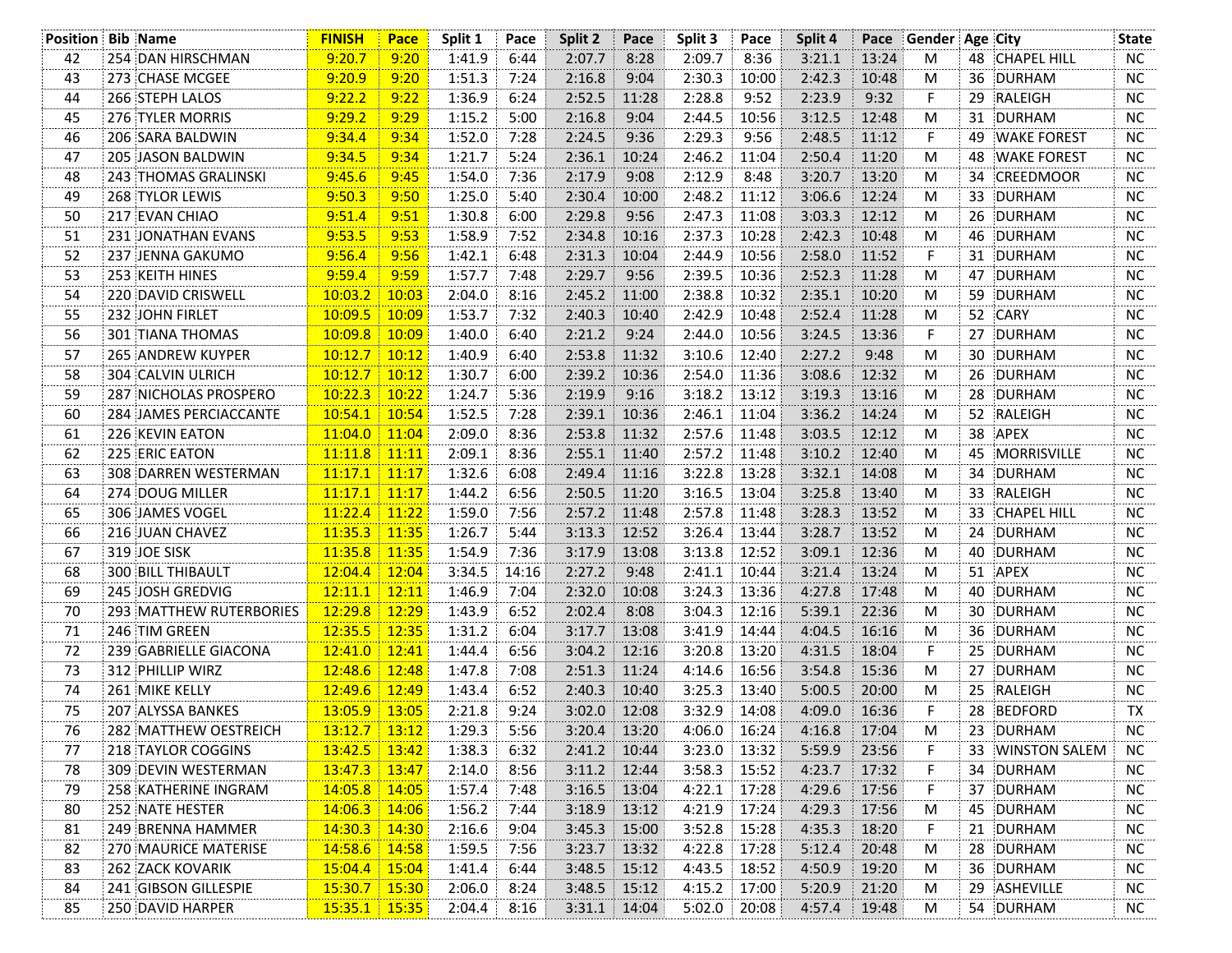| Position | Bib | Name | FINISH | Pace | Split 1 | Pace | Split 2 | Pace | Split 3 | Pace | Split 4 | Pace | Gender | Age | City | State |
|---|---|---|---|---|---|---|---|---|---|---|---|---|---|---|---|---|
| 42 | 254 | DAN HIRSCHMAN | 9:20.7 | 9:20 | 1:41.9 | 6:44 | 2:07.7 | 8:28 | 2:09.7 | 8:36 | 3:21.1 | 13:24 | M | 48 | CHAPEL HILL | NC |
| 43 | 273 | CHASE MCGEE | 9:20.9 | 9:20 | 1:51.3 | 7:24 | 2:16.8 | 9:04 | 2:30.3 | 10:00 | 2:42.3 | 10:48 | M | 36 | DURHAM | NC |
| 44 | 266 | STEPH LALOS | 9:22.2 | 9:22 | 1:36.9 | 6:24 | 2:52.5 | 11:28 | 2:28.8 | 9:52 | 2:23.9 | 9:32 | F | 29 | RALEIGH | NC |
| 45 | 276 | TYLER MORRIS | 9:29.2 | 9:29 | 1:15.2 | 5:00 | 2:16.8 | 9:04 | 2:44.5 | 10:56 | 3:12.5 | 12:48 | M | 31 | DURHAM | NC |
| 46 | 206 | SARA BALDWIN | 9:34.4 | 9:34 | 1:52.0 | 7:28 | 2:24.5 | 9:36 | 2:29.3 | 9:56 | 2:48.5 | 11:12 | F | 49 | WAKE FOREST | NC |
| 47 | 205 | JASON BALDWIN | 9:34.5 | 9:34 | 1:21.7 | 5:24 | 2:36.1 | 10:24 | 2:46.2 | 11:04 | 2:50.4 | 11:20 | M | 48 | WAKE FOREST | NC |
| 48 | 243 | THOMAS GRALINSKI | 9:45.6 | 9:45 | 1:54.0 | 7:36 | 2:17.9 | 9:08 | 2:12.9 | 8:48 | 3:20.7 | 13:20 | M | 34 | CREEDMOOR | NC |
| 49 | 268 | TYLOR LEWIS | 9:50.3 | 9:50 | 1:25.0 | 5:40 | 2:30.4 | 10:00 | 2:48.2 | 11:12 | 3:06.6 | 12:24 | M | 33 | DURHAM | NC |
| 50 | 217 | EVAN CHIAO | 9:51.4 | 9:51 | 1:30.8 | 6:00 | 2:29.8 | 9:56 | 2:47.3 | 11:08 | 3:03.3 | 12:12 | M | 26 | DURHAM | NC |
| 51 | 231 | JONATHAN EVANS | 9:53.5 | 9:53 | 1:58.9 | 7:52 | 2:34.8 | 10:16 | 2:37.3 | 10:28 | 2:42.3 | 10:48 | M | 46 | DURHAM | NC |
| 52 | 237 | JENNA GAKUMO | 9:56.4 | 9:56 | 1:42.1 | 6:48 | 2:31.3 | 10:04 | 2:44.9 | 10:56 | 2:58.0 | 11:52 | F | 31 | DURHAM | NC |
| 53 | 253 | KEITH HINES | 9:59.4 | 9:59 | 1:57.7 | 7:48 | 2:29.7 | 9:56 | 2:39.5 | 10:36 | 2:52.3 | 11:28 | M | 47 | DURHAM | NC |
| 54 | 220 | DAVID CRISWELL | 10:03.2 | 10:03 | 2:04.0 | 8:16 | 2:45.2 | 11:00 | 2:38.8 | 10:32 | 2:35.1 | 10:20 | M | 59 | DURHAM | NC |
| 55 | 232 | JOHN FIRLET | 10:09.5 | 10:09 | 1:53.7 | 7:32 | 2:40.3 | 10:40 | 2:42.9 | 10:48 | 2:52.4 | 11:28 | M | 52 | CARY | NC |
| 56 | 301 | TIANA THOMAS | 10:09.8 | 10:09 | 1:40.0 | 6:40 | 2:21.2 | 9:24 | 2:44.0 | 10:56 | 3:24.5 | 13:36 | F | 27 | DURHAM | NC |
| 57 | 265 | ANDREW KUYPER | 10:12.7 | 10:12 | 1:40.9 | 6:40 | 2:53.8 | 11:32 | 3:10.6 | 12:40 | 2:27.2 | 9:48 | M | 30 | DURHAM | NC |
| 58 | 304 | CALVIN ULRICH | 10:12.7 | 10:12 | 1:30.7 | 6:00 | 2:39.2 | 10:36 | 2:54.0 | 11:36 | 3:08.6 | 12:32 | M | 26 | DURHAM | NC |
| 59 | 287 | NICHOLAS PROSPERO | 10:22.3 | 10:22 | 1:24.7 | 5:36 | 2:19.9 | 9:16 | 3:18.2 | 13:12 | 3:19.3 | 13:16 | M | 28 | DURHAM | NC |
| 60 | 284 | JAMES PERCIACCANTE | 10:54.1 | 10:54 | 1:52.5 | 7:28 | 2:39.1 | 10:36 | 2:46.1 | 11:04 | 3:36.2 | 14:24 | M | 52 | RALEIGH | NC |
| 61 | 226 | KEVIN EATON | 11:04.0 | 11:04 | 2:09.0 | 8:36 | 2:53.8 | 11:32 | 2:57.6 | 11:48 | 3:03.5 | 12:12 | M | 38 | APEX | NC |
| 62 | 225 | ERIC EATON | 11:11.8 | 11:11 | 2:09.1 | 8:36 | 2:55.1 | 11:40 | 2:57.2 | 11:48 | 3:10.2 | 12:40 | M | 45 | MORRISVILLE | NC |
| 63 | 308 | DARREN WESTERMAN | 11:17.1 | 11:17 | 1:32.6 | 6:08 | 2:49.4 | 11:16 | 3:22.8 | 13:28 | 3:32.1 | 14:08 | M | 34 | DURHAM | NC |
| 64 | 274 | DOUG MILLER | 11:17.1 | 11:17 | 1:44.2 | 6:56 | 2:50.5 | 11:20 | 3:16.5 | 13:04 | 3:25.8 | 13:40 | M | 33 | RALEIGH | NC |
| 65 | 306 | JAMES VOGEL | 11:22.4 | 11:22 | 1:59.0 | 7:56 | 2:57.2 | 11:48 | 2:57.8 | 11:48 | 3:28.3 | 13:52 | M | 33 | CHAPEL HILL | NC |
| 66 | 216 | JUAN CHAVEZ | 11:35.3 | 11:35 | 1:26.7 | 5:44 | 3:13.3 | 12:52 | 3:26.4 | 13:44 | 3:28.7 | 13:52 | M | 24 | DURHAM | NC |
| 67 | 319 | JOE SISK | 11:35.8 | 11:35 | 1:54.9 | 7:36 | 3:17.9 | 13:08 | 3:13.8 | 12:52 | 3:09.1 | 12:36 | M | 40 | DURHAM | NC |
| 68 | 300 | BILL THIBAULT | 12:04.4 | 12:04 | 3:34.5 | 14:16 | 2:27.2 | 9:48 | 2:41.1 | 10:44 | 3:21.4 | 13:24 | M | 51 | APEX | NC |
| 69 | 245 | JOSH GREDVIG | 12:11.1 | 12:11 | 1:46.9 | 7:04 | 2:32.0 | 10:08 | 3:24.3 | 13:36 | 4:27.8 | 17:48 | M | 40 | DURHAM | NC |
| 70 | 293 | MATTHEW RUTERBORIES | 12:29.8 | 12:29 | 1:43.9 | 6:52 | 2:02.4 | 8:08 | 3:04.3 | 12:16 | 5:39.1 | 22:36 | M | 30 | DURHAM | NC |
| 71 | 246 | TIM GREEN | 12:35.5 | 12:35 | 1:31.2 | 6:04 | 3:17.7 | 13:08 | 3:41.9 | 14:44 | 4:04.5 | 16:16 | M | 36 | DURHAM | NC |
| 72 | 239 | GABRIELLE GIACONA | 12:41.0 | 12:41 | 1:44.4 | 6:56 | 3:04.2 | 12:16 | 3:20.8 | 13:20 | 4:31.5 | 18:04 | F | 25 | DURHAM | NC |
| 73 | 312 | PHILLIP WIRZ | 12:48.6 | 12:48 | 1:47.8 | 7:08 | 2:51.3 | 11:24 | 4:14.6 | 16:56 | 3:54.8 | 15:36 | M | 27 | DURHAM | NC |
| 74 | 261 | MIKE KELLY | 12:49.6 | 12:49 | 1:43.4 | 6:52 | 2:40.3 | 10:40 | 3:25.3 | 13:40 | 5:00.5 | 20:00 | M | 25 | RALEIGH | NC |
| 75 | 207 | ALYSSA BANKES | 13:05.9 | 13:05 | 2:21.8 | 9:24 | 3:02.0 | 12:08 | 3:32.9 | 14:08 | 4:09.0 | 16:36 | F | 28 | BEDFORD | TX |
| 76 | 282 | MATTHEW OESTREICH | 13:12.7 | 13:12 | 1:29.3 | 5:56 | 3:20.4 | 13:20 | 4:06.0 | 16:24 | 4:16.8 | 17:04 | M | 23 | DURHAM | NC |
| 77 | 218 | TAYLOR COGGINS | 13:42.5 | 13:42 | 1:38.3 | 6:32 | 2:41.2 | 10:44 | 3:23.0 | 13:32 | 5:59.9 | 23:56 | F | 33 | WINSTON SALEM | NC |
| 78 | 309 | DEVIN WESTERMAN | 13:47.3 | 13:47 | 2:14.0 | 8:56 | 3:11.2 | 12:44 | 3:58.3 | 15:52 | 4:23.7 | 17:32 | F | 34 | DURHAM | NC |
| 79 | 258 | KATHERINE INGRAM | 14:05.8 | 14:05 | 1:57.4 | 7:48 | 3:16.5 | 13:04 | 4:22.1 | 17:28 | 4:29.6 | 17:56 | F | 37 | DURHAM | NC |
| 80 | 252 | NATE HESTER | 14:06.3 | 14:06 | 1:56.2 | 7:44 | 3:18.9 | 13:12 | 4:21.9 | 17:24 | 4:29.3 | 17:56 | M | 45 | DURHAM | NC |
| 81 | 249 | BRENNA HAMMER | 14:30.3 | 14:30 | 2:16.6 | 9:04 | 3:45.3 | 15:00 | 3:52.8 | 15:28 | 4:35.3 | 18:20 | F | 21 | DURHAM | NC |
| 82 | 270 | MAURICE MATERISE | 14:58.6 | 14:58 | 1:59.5 | 7:56 | 3:23.7 | 13:32 | 4:22.8 | 17:28 | 5:12.4 | 20:48 | M | 28 | DURHAM | NC |
| 83 | 262 | ZACK KOVARIK | 15:04.4 | 15:04 | 1:41.4 | 6:44 | 3:48.5 | 15:12 | 4:43.5 | 18:52 | 4:50.9 | 19:20 | M | 36 | DURHAM | NC |
| 84 | 241 | GIBSON GILLESPIE | 15:30.7 | 15:30 | 2:06.0 | 8:24 | 3:48.5 | 15:12 | 4:15.2 | 17:00 | 5:20.9 | 21:20 | M | 29 | ASHEVILLE | NC |
| 85 | 250 | DAVID HARPER | 15:35.1 | 15:35 | 2:04.4 | 8:16 | 3:31.1 | 14:04 | 5:02.0 | 20:08 | 4:57.4 | 19:48 | M | 54 | DURHAM | NC |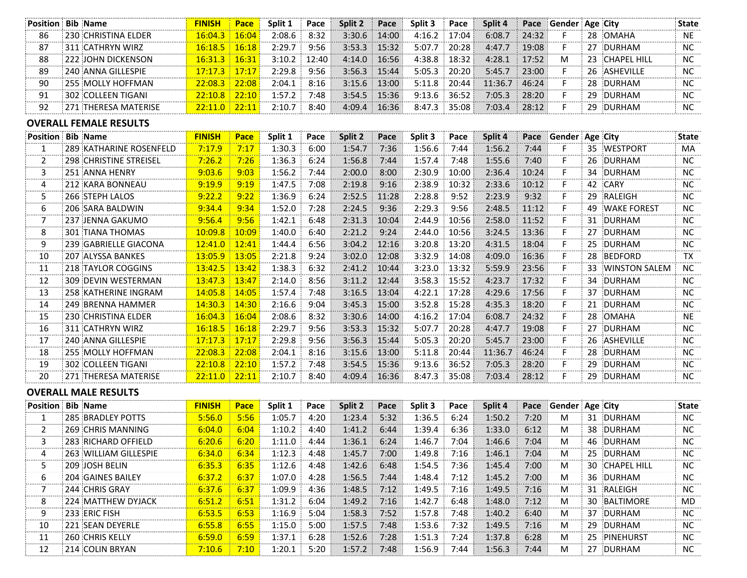| Position | Bib | Name | FINISH | Pace | Split 1 | Pace | Split 2 | Pace | Split 3 | Pace | Split 4 | Pace | Gender | Age | City | State |
|---|---|---|---|---|---|---|---|---|---|---|---|---|---|---|---|---|
| 86 | 230 | CHRISTINA ELDER | 16:04.3 | 16:04 | 2:08.6 | 8:32 | 3:30.6 | 14:00 | 4:16.2 | 17:04 | 6:08.7 | 24:32 | F | 28 | OMAHA | NE |
| 87 | 311 | CATHRYN WIRZ | 16:18.5 | 16:18 | 2:29.7 | 9:56 | 3:53.3 | 15:32 | 5:07.7 | 20:28 | 4:47.7 | 19:08 | F | 27 | DURHAM | NC |
| 88 | 222 | JOHN DICKENSON | 16:31.3 | 16:31 | 3:10.2 | 12:40 | 4:14.0 | 16:56 | 4:38.8 | 18:32 | 4:28.1 | 17:52 | M | 23 | CHAPEL HILL | NC |
| 89 | 240 | ANNA GILLESPIE | 17:17.3 | 17:17 | 2:29.8 | 9:56 | 3:56.3 | 15:44 | 5:05.3 | 20:20 | 5:45.7 | 23:00 | F | 26 | ASHEVILLE | NC |
| 90 | 255 | MOLLY HOFFMAN | 22:08.3 | 22:08 | 2:04.1 | 8:16 | 3:15.6 | 13:00 | 5:11.8 | 20:44 | 11:36.7 | 46:24 | F | 28 | DURHAM | NC |
| 91 | 302 | COLLEEN TIGANI | 22:10.8 | 22:10 | 1:57.2 | 7:48 | 3:54.5 | 15:36 | 9:13.6 | 36:52 | 7:05.3 | 28:20 | F | 29 | DURHAM | NC |
| 92 | 271 | THERESA MATERISE | 22:11.0 | 22:11 | 2:10.7 | 8:40 | 4:09.4 | 16:36 | 8:47.3 | 35:08 | 7:03.4 | 28:12 | F | 29 | DURHAM | NC |

## OVERALL FEMALE RESULTS

| Position | Bib | Name | FINISH | Pace | Split 1 | Pace | Split 2 | Pace | Split 3 | Pace | Split 4 | Pace | Gender | Age | City | State |
|---|---|---|---|---|---|---|---|---|---|---|---|---|---|---|---|---|
| 1 | 289 | KATHARINE ROSENFELD | 7:17.9 | 7:17 | 1:30.3 | 6:00 | 1:54.7 | 7:36 | 1:56.6 | 7:44 | 1:56.2 | 7:44 | F | 35 | WESTPORT | MA |
| 2 | 298 | CHRISTINE STREISEL | 7:26.2 | 7:26 | 1:36.3 | 6:24 | 1:56.8 | 7:44 | 1:57.4 | 7:48 | 1:55.6 | 7:40 | F | 26 | DURHAM | NC |
| 3 | 251 | ANNA HENRY | 9:03.6 | 9:03 | 1:56.2 | 7:44 | 2:00.0 | 8:00 | 2:30.9 | 10:00 | 2:36.4 | 10:24 | F | 34 | DURHAM | NC |
| 4 | 212 | KARA BONNEAU | 9:19.9 | 9:19 | 1:47.5 | 7:08 | 2:19.8 | 9:16 | 2:38.9 | 10:32 | 2:33.6 | 10:12 | F | 42 | CARY | NC |
| 5 | 266 | STEPH LALOS | 9:22.2 | 9:22 | 1:36.9 | 6:24 | 2:52.5 | 11:28 | 2:28.8 | 9:52 | 2:23.9 | 9:32 | F | 29 | RALEIGH | NC |
| 6 | 206 | SARA BALDWIN | 9:34.4 | 9:34 | 1:52.0 | 7:28 | 2:24.5 | 9:36 | 2:29.3 | 9:56 | 2:48.5 | 11:12 | F | 49 | WAKE FOREST | NC |
| 7 | 237 | JENNA GAKUMO | 9:56.4 | 9:56 | 1:42.1 | 6:48 | 2:31.3 | 10:04 | 2:44.9 | 10:56 | 2:58.0 | 11:52 | F | 31 | DURHAM | NC |
| 8 | 301 | TIANA THOMAS | 10:09.8 | 10:09 | 1:40.0 | 6:40 | 2:21.2 | 9:24 | 2:44.0 | 10:56 | 3:24.5 | 13:36 | F | 27 | DURHAM | NC |
| 9 | 239 | GABRIELLE GIACONA | 12:41.0 | 12:41 | 1:44.4 | 6:56 | 3:04.2 | 12:16 | 3:20.8 | 13:20 | 4:31.5 | 18:04 | F | 25 | DURHAM | NC |
| 10 | 207 | ALYSSA BANKES | 13:05.9 | 13:05 | 2:21.8 | 9:24 | 3:02.0 | 12:08 | 3:32.9 | 14:08 | 4:09.0 | 16:36 | F | 28 | BEDFORD | TX |
| 11 | 218 | TAYLOR COGGINS | 13:42.5 | 13:42 | 1:38.3 | 6:32 | 2:41.2 | 10:44 | 3:23.0 | 13:32 | 5:59.9 | 23:56 | F | 33 | WINSTON SALEM | NC |
| 12 | 309 | DEVIN WESTERMAN | 13:47.3 | 13:47 | 2:14.0 | 8:56 | 3:11.2 | 12:44 | 3:58.3 | 15:52 | 4:23.7 | 17:32 | F | 34 | DURHAM | NC |
| 13 | 258 | KATHERINE INGRAM | 14:05.8 | 14:05 | 1:57.4 | 7:48 | 3:16.5 | 13:04 | 4:22.1 | 17:28 | 4:29.6 | 17:56 | F | 37 | DURHAM | NC |
| 14 | 249 | BRENNA HAMMER | 14:30.3 | 14:30 | 2:16.6 | 9:04 | 3:45.3 | 15:00 | 3:52.8 | 15:28 | 4:35.3 | 18:20 | F | 21 | DURHAM | NC |
| 15 | 230 | CHRISTINA ELDER | 16:04.3 | 16:04 | 2:08.6 | 8:32 | 3:30.6 | 14:00 | 4:16.2 | 17:04 | 6:08.7 | 24:32 | F | 28 | OMAHA | NE |
| 16 | 311 | CATHRYN WIRZ | 16:18.5 | 16:18 | 2:29.7 | 9:56 | 3:53.3 | 15:32 | 5:07.7 | 20:28 | 4:47.7 | 19:08 | F | 27 | DURHAM | NC |
| 17 | 240 | ANNA GILLESPIE | 17:17.3 | 17:17 | 2:29.8 | 9:56 | 3:56.3 | 15:44 | 5:05.3 | 20:20 | 5:45.7 | 23:00 | F | 26 | ASHEVILLE | NC |
| 18 | 255 | MOLLY HOFFMAN | 22:08.3 | 22:08 | 2:04.1 | 8:16 | 3:15.6 | 13:00 | 5:11.8 | 20:44 | 11:36.7 | 46:24 | F | 28 | DURHAM | NC |
| 19 | 302 | COLLEEN TIGANI | 22:10.8 | 22:10 | 1:57.2 | 7:48 | 3:54.5 | 15:36 | 9:13.6 | 36:52 | 7:05.3 | 28:20 | F | 29 | DURHAM | NC |
| 20 | 271 | THERESA MATERISE | 22:11.0 | 22:11 | 2:10.7 | 8:40 | 4:09.4 | 16:36 | 8:47.3 | 35:08 | 7:03.4 | 28:12 | F | 29 | DURHAM | NC |

## OVERALL MALE RESULTS

| Position | Bib | Name | FINISH | Pace | Split 1 | Pace | Split 2 | Pace | Split 3 | Pace | Split 4 | Pace | Gender | Age | City | State |
|---|---|---|---|---|---|---|---|---|---|---|---|---|---|---|---|---|
| 1 | 285 | BRADLEY POTTS | 5:56.0 | 5:56 | 1:05.7 | 4:20 | 1:23.4 | 5:32 | 1:36.5 | 6:24 | 1:50.2 | 7:20 | M | 31 | DURHAM | NC |
| 2 | 269 | CHRIS MANNING | 6:04.0 | 6:04 | 1:10.2 | 4:40 | 1:41.2 | 6:44 | 1:39.4 | 6:36 | 1:33.0 | 6:12 | M | 38 | DURHAM | NC |
| 3 | 283 | RICHARD OFFIELD | 6:20.6 | 6:20 | 1:11.0 | 4:44 | 1:36.1 | 6:24 | 1:46.7 | 7:04 | 1:46.6 | 7:04 | M | 46 | DURHAM | NC |
| 4 | 263 | WILLIAM GILLESPIE | 6:34.0 | 6:34 | 1:12.3 | 4:48 | 1:45.7 | 7:00 | 1:49.8 | 7:16 | 1:46.1 | 7:04 | M | 25 | DURHAM | NC |
| 5 | 209 | JOSH BELIN | 6:35.3 | 6:35 | 1:12.6 | 4:48 | 1:42.6 | 6:48 | 1:54.5 | 7:36 | 1:45.4 | 7:00 | M | 30 | CHAPEL HILL | NC |
| 6 | 204 | GAINES BAILEY | 6:37.2 | 6:37 | 1:07.0 | 4:28 | 1:56.5 | 7:44 | 1:48.4 | 7:12 | 1:45.2 | 7:00 | M | 36 | DURHAM | NC |
| 7 | 244 | CHRIS GRAY | 6:37.6 | 6:37 | 1:09.9 | 4:36 | 1:48.5 | 7:12 | 1:49.5 | 7:16 | 1:49.5 | 7:16 | M | 31 | RALEIGH | NC |
| 8 | 224 | MATTHEW DYJACK | 6:51.2 | 6:51 | 1:31.2 | 6:04 | 1:49.2 | 7:16 | 1:42.7 | 6:48 | 1:48.0 | 7:12 | M | 30 | BALTIMORE | MD |
| 9 | 233 | ERIC FISH | 6:53.5 | 6:53 | 1:16.9 | 5:04 | 1:58.3 | 7:52 | 1:57.8 | 7:48 | 1:40.2 | 6:40 | M | 37 | DURHAM | NC |
| 10 | 221 | SEAN DEYERLE | 6:55.8 | 6:55 | 1:15.0 | 5:00 | 1:57.5 | 7:48 | 1:53.6 | 7:32 | 1:49.5 | 7:16 | M | 29 | DURHAM | NC |
| 11 | 260 | CHRIS KELLY | 6:59.0 | 6:59 | 1:37.1 | 6:28 | 1:52.6 | 7:28 | 1:51.3 | 7:24 | 1:37.8 | 6:28 | M | 25 | PINEHURST | NC |
| 12 | 214 | COLIN BRYAN | 7:10.6 | 7:10 | 1:20.1 | 5:20 | 1:57.2 | 7:48 | 1:56.9 | 7:44 | 1:56.3 | 7:44 | M | 27 | DURHAM | NC |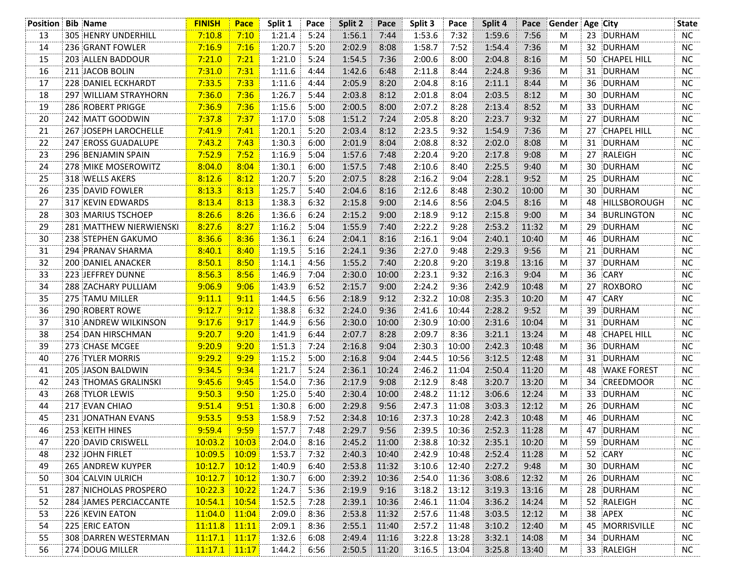| Position | Bib | Name | FINISH | Pace | Split 1 | Pace | Split 2 | Pace | Split 3 | Pace | Split 4 | Pace | Gender | Age | City | State |
|---|---|---|---|---|---|---|---|---|---|---|---|---|---|---|---|---|
| 13 | 305 | HENRY UNDERHILL | 7:10.8 | 7:10 | 1:21.4 | 5:24 | 1:56.1 | 7:44 | 1:53.6 | 7:32 | 1:59.6 | 7:56 | M | 23 | DURHAM | NC |
| 14 | 236 | GRANT FOWLER | 7:16.9 | 7:16 | 1:20.7 | 5:20 | 2:02.9 | 8:08 | 1:58.7 | 7:52 | 1:54.4 | 7:36 | M | 32 | DURHAM | NC |
| 15 | 203 | ALLEN BADDOUR | 7:21.0 | 7:21 | 1:21.0 | 5:24 | 1:54.5 | 7:36 | 2:00.6 | 8:00 | 2:04.8 | 8:16 | M | 50 | CHAPEL HILL | NC |
| 16 | 211 | JACOB BOLIN | 7:31.0 | 7:31 | 1:11.6 | 4:44 | 1:42.6 | 6:48 | 2:11.8 | 8:44 | 2:24.8 | 9:36 | M | 31 | DURHAM | NC |
| 17 | 228 | DANIEL ECKHARDT | 7:33.5 | 7:33 | 1:11.6 | 4:44 | 2:05.9 | 8:20 | 2:04.8 | 8:16 | 2:11.1 | 8:44 | M | 36 | DURHAM | NC |
| 18 | 297 | WILLIAM STRAYHORN | 7:36.0 | 7:36 | 1:26.7 | 5:44 | 2:03.8 | 8:12 | 2:01.8 | 8:04 | 2:03.5 | 8:12 | M | 30 | DURHAM | NC |
| 19 | 286 | ROBERT PRIGGE | 7:36.9 | 7:36 | 1:15.6 | 5:00 | 2:00.5 | 8:00 | 2:07.2 | 8:28 | 2:13.4 | 8:52 | M | 33 | DURHAM | NC |
| 20 | 242 | MATT GOODWIN | 7:37.8 | 7:37 | 1:17.0 | 5:08 | 1:51.2 | 7:24 | 2:05.8 | 8:20 | 2:23.7 | 9:32 | M | 27 | DURHAM | NC |
| 21 | 267 | JOSEPH LAROCHELLE | 7:41.9 | 7:41 | 1:20.1 | 5:20 | 2:03.4 | 8:12 | 2:23.5 | 9:32 | 1:54.9 | 7:36 | M | 27 | CHAPEL HILL | NC |
| 22 | 247 | EROSS GUADALUPE | 7:43.2 | 7:43 | 1:30.3 | 6:00 | 2:01.9 | 8:04 | 2:08.8 | 8:32 | 2:02.0 | 8:08 | M | 31 | DURHAM | NC |
| 23 | 296 | BENJAMIN SPAIN | 7:52.9 | 7:52 | 1:16.9 | 5:04 | 1:57.6 | 7:48 | 2:20.4 | 9:20 | 2:17.8 | 9:08 | M | 27 | RALEIGH | NC |
| 24 | 278 | MIKE MOSEROWITZ | 8:04.0 | 8:04 | 1:30.1 | 6:00 | 1:57.5 | 7:48 | 2:10.6 | 8:40 | 2:25.5 | 9:40 | M | 30 | DURHAM | NC |
| 25 | 318 | WELLS AKERS | 8:12.6 | 8:12 | 1:20.7 | 5:20 | 2:07.5 | 8:28 | 2:16.2 | 9:04 | 2:28.1 | 9:52 | M | 25 | DURHAM | NC |
| 26 | 235 | DAVID FOWLER | 8:13.3 | 8:13 | 1:25.7 | 5:40 | 2:04.6 | 8:16 | 2:12.6 | 8:48 | 2:30.2 | 10:00 | M | 30 | DURHAM | NC |
| 27 | 317 | KEVIN EDWARDS | 8:13.4 | 8:13 | 1:38.3 | 6:32 | 2:15.8 | 9:00 | 2:14.6 | 8:56 | 2:04.5 | 8:16 | M | 48 | HILLSBOROUGH | NC |
| 28 | 303 | MARIUS TSCHOEP | 8:26.6 | 8:26 | 1:36.6 | 6:24 | 2:15.2 | 9:00 | 2:18.9 | 9:12 | 2:15.8 | 9:00 | M | 34 | BURLINGTON | NC |
| 29 | 281 | MATTHEW NIERWIENSKI | 8:27.6 | 8:27 | 1:16.2 | 5:04 | 1:55.9 | 7:40 | 2:22.2 | 9:28 | 2:53.2 | 11:32 | M | 29 | DURHAM | NC |
| 30 | 238 | STEPHEN GAKUMO | 8:36.6 | 8:36 | 1:36.1 | 6:24 | 2:04.1 | 8:16 | 2:16.1 | 9:04 | 2:40.1 | 10:40 | M | 46 | DURHAM | NC |
| 31 | 294 | PRANAV SHARMA | 8:40.1 | 8:40 | 1:19.5 | 5:16 | 2:24.1 | 9:36 | 2:27.0 | 9:48 | 2:29.3 | 9:56 | M | 21 | DURHAM | NC |
| 32 | 200 | DANIEL ANACKER | 8:50.1 | 8:50 | 1:14.1 | 4:56 | 1:55.2 | 7:40 | 2:20.8 | 9:20 | 3:19.8 | 13:16 | M | 37 | DURHAM | NC |
| 33 | 223 | JEFFREY DUNNE | 8:56.3 | 8:56 | 1:46.9 | 7:04 | 2:30.0 | 10:00 | 2:23.1 | 9:32 | 2:16.3 | 9:04 | M | 36 | CARY | NC |
| 34 | 288 | ZACHARY PULLIAM | 9:06.9 | 9:06 | 1:43.9 | 6:52 | 2:15.7 | 9:00 | 2:24.2 | 9:36 | 2:42.9 | 10:48 | M | 27 | ROXBORO | NC |
| 35 | 275 | TAMU MILLER | 9:11.1 | 9:11 | 1:44.5 | 6:56 | 2:18.9 | 9:12 | 2:32.2 | 10:08 | 2:35.3 | 10:20 | M | 47 | CARY | NC |
| 36 | 290 | ROBERT ROWE | 9:12.7 | 9:12 | 1:38.8 | 6:32 | 2:24.0 | 9:36 | 2:41.6 | 10:44 | 2:28.2 | 9:52 | M | 39 | DURHAM | NC |
| 37 | 310 | ANDREW WILKINSON | 9:17.6 | 9:17 | 1:44.9 | 6:56 | 2:30.0 | 10:00 | 2:30.9 | 10:00 | 2:31.6 | 10:04 | M | 31 | DURHAM | NC |
| 38 | 254 | DAN HIRSCHMAN | 9:20.7 | 9:20 | 1:41.9 | 6:44 | 2:07.7 | 8:28 | 2:09.7 | 8:36 | 3:21.1 | 13:24 | M | 48 | CHAPEL HILL | NC |
| 39 | 273 | CHASE MCGEE | 9:20.9 | 9:20 | 1:51.3 | 7:24 | 2:16.8 | 9:04 | 2:30.3 | 10:00 | 2:42.3 | 10:48 | M | 36 | DURHAM | NC |
| 40 | 276 | TYLER MORRIS | 9:29.2 | 9:29 | 1:15.2 | 5:00 | 2:16.8 | 9:04 | 2:44.5 | 10:56 | 3:12.5 | 12:48 | M | 31 | DURHAM | NC |
| 41 | 205 | JASON BALDWIN | 9:34.5 | 9:34 | 1:21.7 | 5:24 | 2:36.1 | 10:24 | 2:46.2 | 11:04 | 2:50.4 | 11:20 | M | 48 | WAKE FOREST | NC |
| 42 | 243 | THOMAS GRALINSKI | 9:45.6 | 9:45 | 1:54.0 | 7:36 | 2:17.9 | 9:08 | 2:12.9 | 8:48 | 3:20.7 | 13:20 | M | 34 | CREEDMOOR | NC |
| 43 | 268 | TYLOR LEWIS | 9:50.3 | 9:50 | 1:25.0 | 5:40 | 2:30.4 | 10:00 | 2:48.2 | 11:12 | 3:06.6 | 12:24 | M | 33 | DURHAM | NC |
| 44 | 217 | EVAN CHIAO | 9:51.4 | 9:51 | 1:30.8 | 6:00 | 2:29.8 | 9:56 | 2:47.3 | 11:08 | 3:03.3 | 12:12 | M | 26 | DURHAM | NC |
| 45 | 231 | JONATHAN EVANS | 9:53.5 | 9:53 | 1:58.9 | 7:52 | 2:34.8 | 10:16 | 2:37.3 | 10:28 | 2:42.3 | 10:48 | M | 46 | DURHAM | NC |
| 46 | 253 | KEITH HINES | 9:59.4 | 9:59 | 1:57.7 | 7:48 | 2:29.7 | 9:56 | 2:39.5 | 10:36 | 2:52.3 | 11:28 | M | 47 | DURHAM | NC |
| 47 | 220 | DAVID CRISWELL | 10:03.2 | 10:03 | 2:04.0 | 8:16 | 2:45.2 | 11:00 | 2:38.8 | 10:32 | 2:35.1 | 10:20 | M | 59 | DURHAM | NC |
| 48 | 232 | JOHN FIRLET | 10:09.5 | 10:09 | 1:53.7 | 7:32 | 2:40.3 | 10:40 | 2:42.9 | 10:48 | 2:52.4 | 11:28 | M | 52 | CARY | NC |
| 49 | 265 | ANDREW KUYPER | 10:12.7 | 10:12 | 1:40.9 | 6:40 | 2:53.8 | 11:32 | 3:10.6 | 12:40 | 2:27.2 | 9:48 | M | 30 | DURHAM | NC |
| 50 | 304 | CALVIN ULRICH | 10:12.7 | 10:12 | 1:30.7 | 6:00 | 2:39.2 | 10:36 | 2:54.0 | 11:36 | 3:08.6 | 12:32 | M | 26 | DURHAM | NC |
| 51 | 287 | NICHOLAS PROSPERO | 10:22.3 | 10:22 | 1:24.7 | 5:36 | 2:19.9 | 9:16 | 3:18.2 | 13:12 | 3:19.3 | 13:16 | M | 28 | DURHAM | NC |
| 52 | 284 | JAMES PERCIACCANTE | 10:54.1 | 10:54 | 1:52.5 | 7:28 | 2:39.1 | 10:36 | 2:46.1 | 11:04 | 3:36.2 | 14:24 | M | 52 | RALEIGH | NC |
| 53 | 226 | KEVIN EATON | 11:04.0 | 11:04 | 2:09.0 | 8:36 | 2:53.8 | 11:32 | 2:57.6 | 11:48 | 3:03.5 | 12:12 | M | 38 | APEX | NC |
| 54 | 225 | ERIC EATON | 11:11.8 | 11:11 | 2:09.1 | 8:36 | 2:55.1 | 11:40 | 2:57.2 | 11:48 | 3:10.2 | 12:40 | M | 45 | MORRISVILLE | NC |
| 55 | 308 | DARREN WESTERMAN | 11:17.1 | 11:17 | 1:32.6 | 6:08 | 2:49.4 | 11:16 | 3:22.8 | 13:28 | 3:32.1 | 14:08 | M | 34 | DURHAM | NC |
| 56 | 274 | DOUG MILLER | 11:17.1 | 11:17 | 1:44.2 | 6:56 | 2:50.5 | 11:20 | 3:16.5 | 13:04 | 3:25.8 | 13:40 | M | 33 | RALEIGH | NC |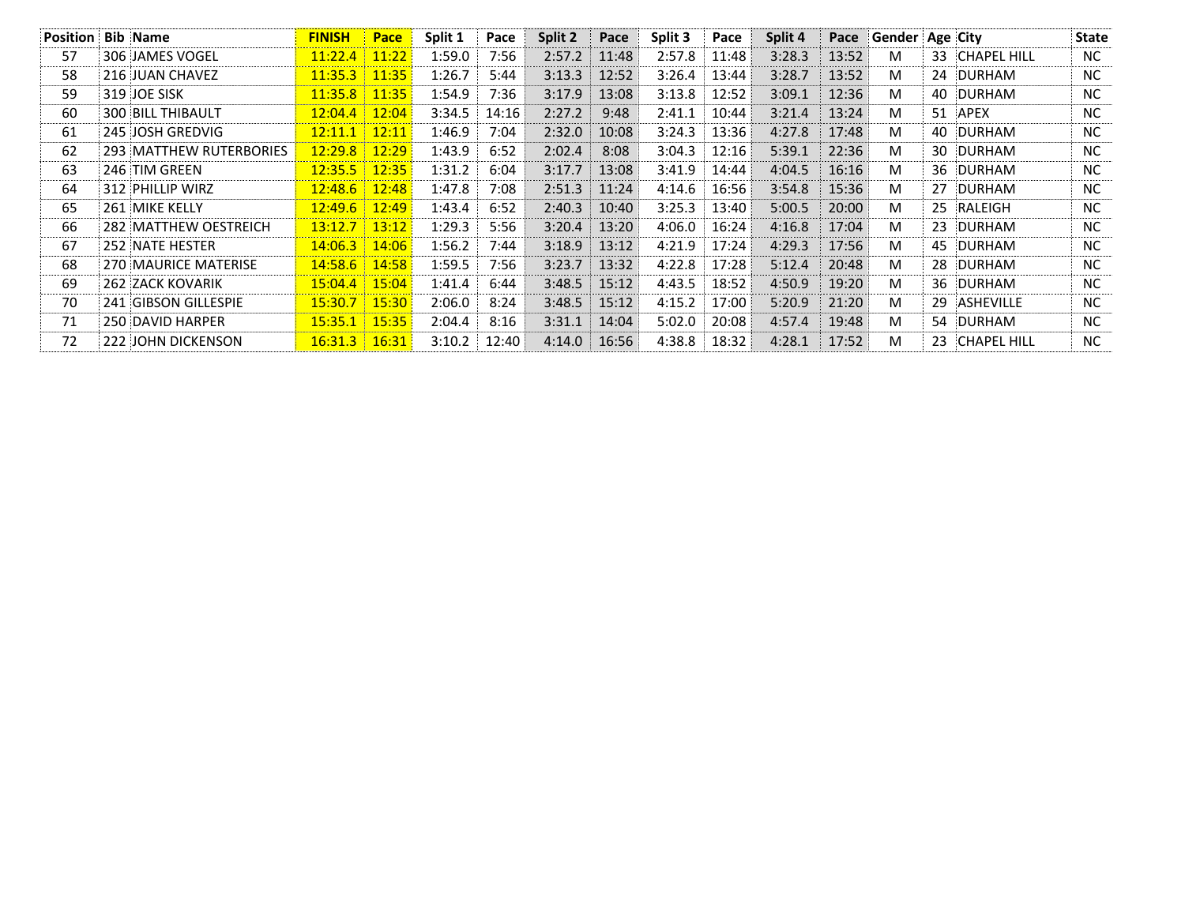| Position | Bib | Name | FINISH | Pace | Split 1 | Pace | Split 2 | Pace | Split 3 | Pace | Split 4 | Pace | Gender | Age | City | State |
|---|---|---|---|---|---|---|---|---|---|---|---|---|---|---|---|---|
| 57 | 306 | JAMES VOGEL | 11:22.4 | 11:22 | 1:59.0 | 7:56 | 2:57.2 | 11:48 | 2:57.8 | 11:48 | 3:28.3 | 13:52 | M | 33 | CHAPEL HILL | NC |
| 58 | 216 | JUAN CHAVEZ | 11:35.3 | 11:35 | 1:26.7 | 5:44 | 3:13.3 | 12:52 | 3:26.4 | 13:44 | 3:28.7 | 13:52 | M | 24 | DURHAM | NC |
| 59 | 319 | JOE SISK | 11:35.8 | 11:35 | 1:54.9 | 7:36 | 3:17.9 | 13:08 | 3:13.8 | 12:52 | 3:09.1 | 12:36 | M | 40 | DURHAM | NC |
| 60 | 300 | BILL THIBAULT | 12:04.4 | 12:04 | 3:34.5 | 14:16 | 2:27.2 | 9:48 | 2:41.1 | 10:44 | 3:21.4 | 13:24 | M | 51 | APEX | NC |
| 61 | 245 | JOSH GREDVIG | 12:11.1 | 12:11 | 1:46.9 | 7:04 | 2:32.0 | 10:08 | 3:24.3 | 13:36 | 4:27.8 | 17:48 | M | 40 | DURHAM | NC |
| 62 | 293 | MATTHEW RUTERBORIES | 12:29.8 | 12:29 | 1:43.9 | 6:52 | 2:02.4 | 8:08 | 3:04.3 | 12:16 | 5:39.1 | 22:36 | M | 30 | DURHAM | NC |
| 63 | 246 | TIM GREEN | 12:35.5 | 12:35 | 1:31.2 | 6:04 | 3:17.7 | 13:08 | 3:41.9 | 14:44 | 4:04.5 | 16:16 | M | 36 | DURHAM | NC |
| 64 | 312 | PHILLIP WIRZ | 12:48.6 | 12:48 | 1:47.8 | 7:08 | 2:51.3 | 11:24 | 4:14.6 | 16:56 | 3:54.8 | 15:36 | M | 27 | DURHAM | NC |
| 65 | 261 | MIKE KELLY | 12:49.6 | 12:49 | 1:43.4 | 6:52 | 2:40.3 | 10:40 | 3:25.3 | 13:40 | 5:00.5 | 20:00 | M | 25 | RALEIGH | NC |
| 66 | 282 | MATTHEW OESTREICH | 13:12.7 | 13:12 | 1:29.3 | 5:56 | 3:20.4 | 13:20 | 4:06.0 | 16:24 | 4:16.8 | 17:04 | M | 23 | DURHAM | NC |
| 67 | 252 | NATE HESTER | 14:06.3 | 14:06 | 1:56.2 | 7:44 | 3:18.9 | 13:12 | 4:21.9 | 17:24 | 4:29.3 | 17:56 | M | 45 | DURHAM | NC |
| 68 | 270 | MAURICE MATERISE | 14:58.6 | 14:58 | 1:59.5 | 7:56 | 3:23.7 | 13:32 | 4:22.8 | 17:28 | 5:12.4 | 20:48 | M | 28 | DURHAM | NC |
| 69 | 262 | ZACK KOVARIK | 15:04.4 | 15:04 | 1:41.4 | 6:44 | 3:48.5 | 15:12 | 4:43.5 | 18:52 | 4:50.9 | 19:20 | M | 36 | DURHAM | NC |
| 70 | 241 | GIBSON GILLESPIE | 15:30.7 | 15:30 | 2:06.0 | 8:24 | 3:48.5 | 15:12 | 4:15.2 | 17:00 | 5:20.9 | 21:20 | M | 29 | ASHEVILLE | NC |
| 71 | 250 | DAVID HARPER | 15:35.1 | 15:35 | 2:04.4 | 8:16 | 3:31.1 | 14:04 | 5:02.0 | 20:08 | 4:57.4 | 19:48 | M | 54 | DURHAM | NC |
| 72 | 222 | JOHN DICKENSON | 16:31.3 | 16:31 | 3:10.2 | 12:40 | 4:14.0 | 16:56 | 4:38.8 | 18:32 | 4:28.1 | 17:52 | M | 23 | CHAPEL HILL | NC |